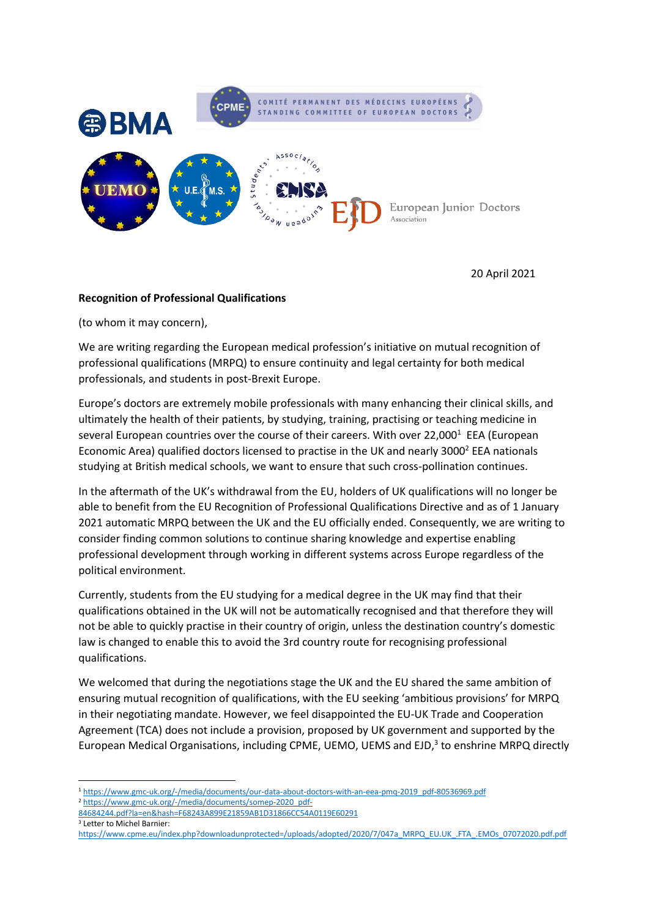20 April 2021

**Recognition of Professional Qualifications**

(to whom it may concern),

We are writing regarding the European medical profession's initiative on mutual recognition of professional qualifications (MRPQ) to ensure continuity and legal certainty for both medical professionals, and students in post-Brexit Europe.

Europe's doctors are extremely mobile professionals with many enhancing their clinical skills, and ultimately the health of their patients, by studying, training, practising or teaching medicine in several European countries over the course of their careers. With over 22,000[1] EEA (European Economic Area) qualified doctors licensed to practise in the UK and nearly 3000[2] EEA nationals studying at British medical schools, we want to ensure that such cross-pollination continues.

In the aftermath of the UK's withdrawal from the EU, holders of UK qualifications will no longer be able to benefit from the EU Recognition of Professional Qualifications Directive and as of 1 January 2021 automatic MRPQ between the UK and the EU officially ended. Consequently, we are writing to consider finding common solutions to continue sharing knowledge and expertise enabling professional development through working in different systems across Europe regardless of the political environment.

Currently, students from the EU studying for a medical degree in the UK may find that their qualifications obtained in the UK will not be automatically recognised and that therefore they will not be able to quickly practise in their country of origin, unless the destination country's domestic law is changed to enable this to avoid the 3rd country route for recognising professional qualifications.

We welcomed that during the negotiations stage the UK and the EU shared the same ambition of ensuring mutual recognition of qualifications, with the EU seeking 'ambitious provisions' for MRPQ in their negotiating mandate. However, we feel disappointed the EU-UK Trade and Cooperation Agreement (TCA) does not include a provision, proposed by UK government and supported by the European Medical Organisations, including CPME, UEMO, UEMS and EJD,[3] to enshrine MRPQ directly

---

[1] https://www.gmc-uk.org/-/media/documents/our-data-about-doctors-with-an-eea-pmq-2019_pdf-80536969.pdf

[2] https://www.gmc-uk.org/-/media/documents/somep-2020_pdf-84684244.pdf?la=en&hash=F68243A899E21859AB1D31866CC54A0119E60291

[3] Letter to Michel Barnier: https://www.cpme.eu/index.php?downloadunprotected=/uploads/adopted/2020/7/047a_MRPQ_EU.UK_.FTA_.EMOs_07072020.pdf.pdf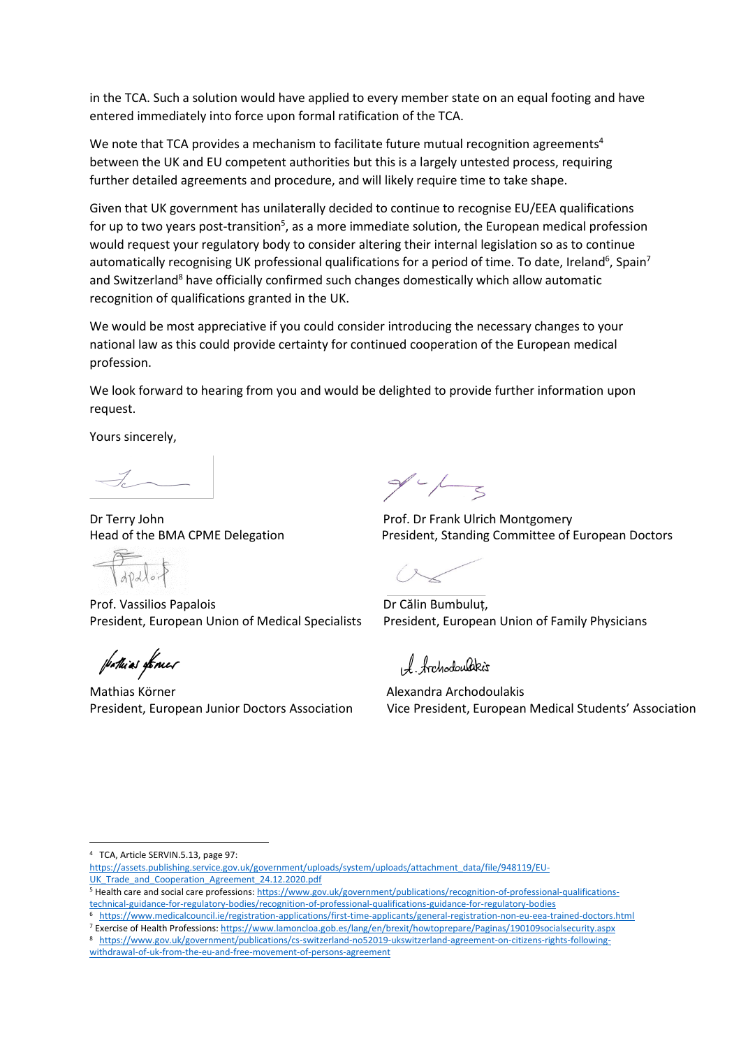in the TCA. Such a solution would have applied to every member state on an equal footing and have entered immediately into force upon formal ratification of the TCA.

We note that TCA provides a mechanism to facilitate future mutual recognition agreements[4] between the UK and EU competent authorities but this is a largely untested process, requiring further detailed agreements and procedure, and will likely require time to take shape.

Given that UK government has unilaterally decided to continue to recognise EU/EEA qualifications for up to two years post-transition[5], as a more immediate solution, the European medical profession would request your regulatory body to consider altering their internal legislation so as to continue automatically recognising UK professional qualifications for a period of time. To date, Ireland[6], Spain[7] and Switzerland[8] have officially confirmed such changes domestically which allow automatic recognition of qualifications granted in the UK.

We would be most appreciative if you could consider introducing the necessary changes to your national law as this could provide certainty for continued cooperation of the European medical profession.

We look forward to hearing from you and would be delighted to provide further information upon request.

Yours sincerely,

Dr Terry John
Head of the BMA CPME Delegation

Prof. Dr Frank Ulrich Montgomery
President, Standing Committee of European Doctors

Prof. Vassilios Papalois
President, European Union of Medical Specialists

Dr Călin Bumbuluț,
President, European Union of Family Physicians

Mathias Körner
President, European Junior Doctors Association

Alexandra Archodoulakis
Vice President, European Medical Students' Association

---

[4] TCA, Article SERVIN.5.13, page 97: https://assets.publishing.service.gov.uk/government/uploads/system/uploads/attachment_data/file/948119/EU-UK_Trade_and_Cooperation_Agreement_24.12.2020.pdf

[5] Health care and social care professions: https://www.gov.uk/government/publications/recognition-of-professional-qualifications-technical-guidance-for-regulatory-bodies/recognition-of-professional-qualifications-guidance-for-regulatory-bodies

[6] https://www.medicalcouncil.ie/registration-applications/first-time-applicants/general-registration-non-eu-eea-trained-doctors.html

[7] Exercise of Health Professions: https://www.lamoncloa.gob.es/lang/en/brexit/howtoprepare/Paginas/190109socialsecurity.aspx

[8] https://www.gov.uk/government/publications/cs-switzerland-no52019-ukswitzerland-agreement-on-citizens-rights-following-withdrawal-of-uk-from-the-eu-and-free-movement-of-persons-agreement